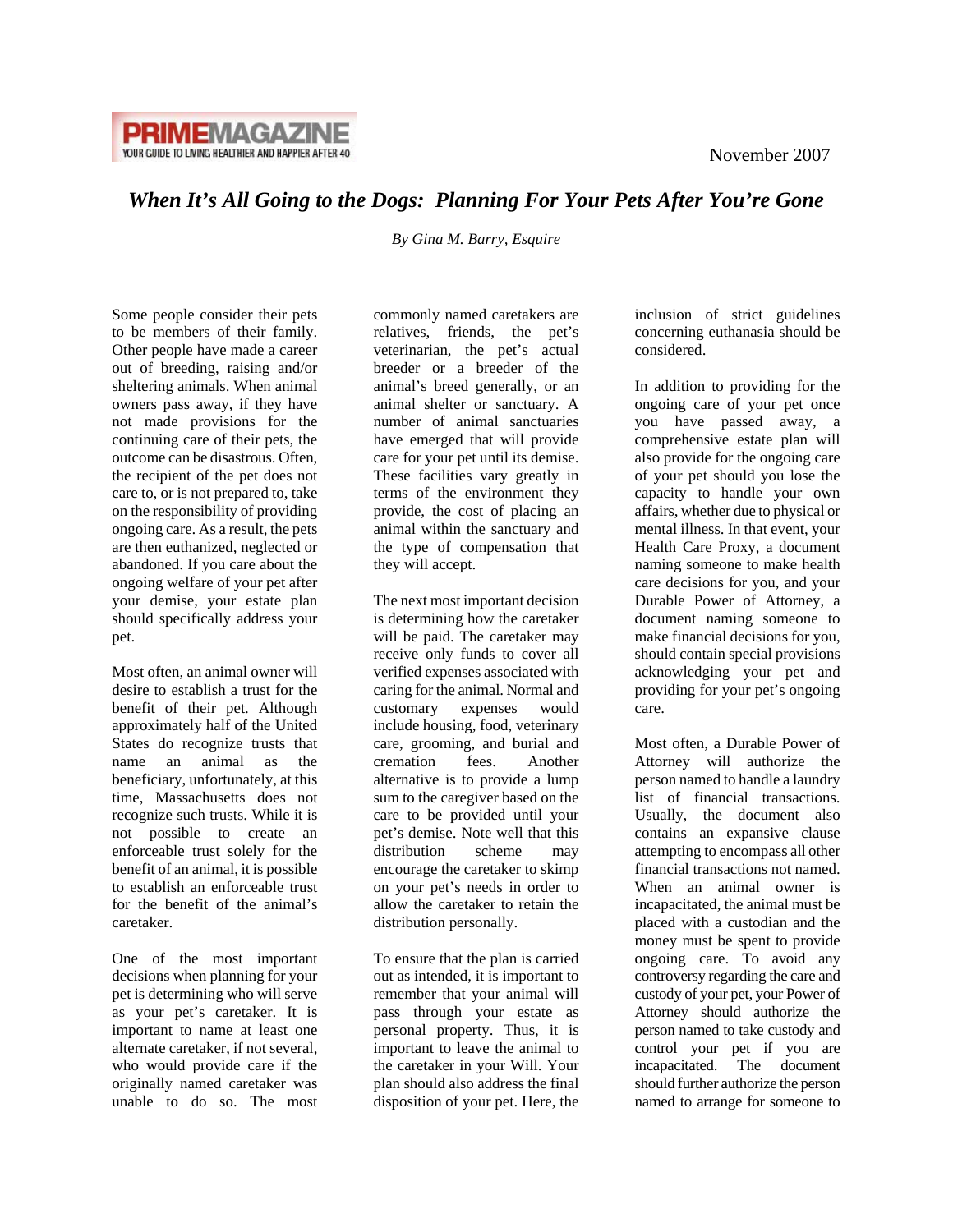PRIMEMAGAZINE
YOUR GUIDE TO LIVING HEALTHIER AND HAPPIER AFTER 40

November 2007

# *When It's All Going to the Dogs: Planning For Your Pets After You're Gone*

*By Gina M. Barry, Esquire*

Some people consider their pets to be members of their family. Other people have made a career out of breeding, raising and/or sheltering animals. When animal owners pass away, if they have not made provisions for the continuing care of their pets, the outcome can be disastrous. Often, the recipient of the pet does not care to, or is not prepared to, take on the responsibility of providing ongoing care. As a result, the pets are then euthanized, neglected or abandoned. If you care about the ongoing welfare of your pet after your demise, your estate plan should specifically address your pet.

Most often, an animal owner will desire to establish a trust for the benefit of their pet. Although approximately half of the United States do recognize trusts that name an animal as the beneficiary, unfortunately, at this time, Massachusetts does not recognize such trusts. While it is not possible to create an enforceable trust solely for the benefit of an animal, it is possible to establish an enforceable trust for the benefit of the animal's caretaker.

One of the most important decisions when planning for your pet is determining who will serve as your pet's caretaker. It is important to name at least one alternate caretaker, if not several, who would provide care if the originally named caretaker was unable to do so. The most commonly named caretakers are relatives, friends, the pet's veterinarian, the pet's actual breeder or a breeder of the animal's breed generally, or an animal shelter or sanctuary. A number of animal sanctuaries have emerged that will provide care for your pet until its demise. These facilities vary greatly in terms of the environment they provide, the cost of placing an animal within the sanctuary and the type of compensation that they will accept.

The next most important decision is determining how the caretaker will be paid. The caretaker may receive only funds to cover all verified expenses associated with caring for the animal. Normal and customary expenses would include housing, food, veterinary care, grooming, and burial and cremation fees. Another alternative is to provide a lump sum to the caregiver based on the care to be provided until your pet's demise. Note well that this distribution scheme may encourage the caretaker to skimp on your pet's needs in order to allow the caretaker to retain the distribution personally.

To ensure that the plan is carried out as intended, it is important to remember that your animal will pass through your estate as personal property. Thus, it is important to leave the animal to the caretaker in your Will. Your plan should also address the final disposition of your pet. Here, the inclusion of strict guidelines concerning euthanasia should be considered.

In addition to providing for the ongoing care of your pet once you have passed away, a comprehensive estate plan will also provide for the ongoing care of your pet should you lose the capacity to handle your own affairs, whether due to physical or mental illness. In that event, your Health Care Proxy, a document naming someone to make health care decisions for you, and your Durable Power of Attorney, a document naming someone to make financial decisions for you, should contain special provisions acknowledging your pet and providing for your pet's ongoing care.

Most often, a Durable Power of Attorney will authorize the person named to handle a laundry list of financial transactions. Usually, the document also contains an expansive clause attempting to encompass all other financial transactions not named. When an animal owner is incapacitated, the animal must be placed with a custodian and the money must be spent to provide ongoing care. To avoid any controversy regarding the care and custody of your pet, your Power of Attorney should authorize the person named to take custody and control your pet if you are incapacitated. The document should further authorize the person named to arrange for someone to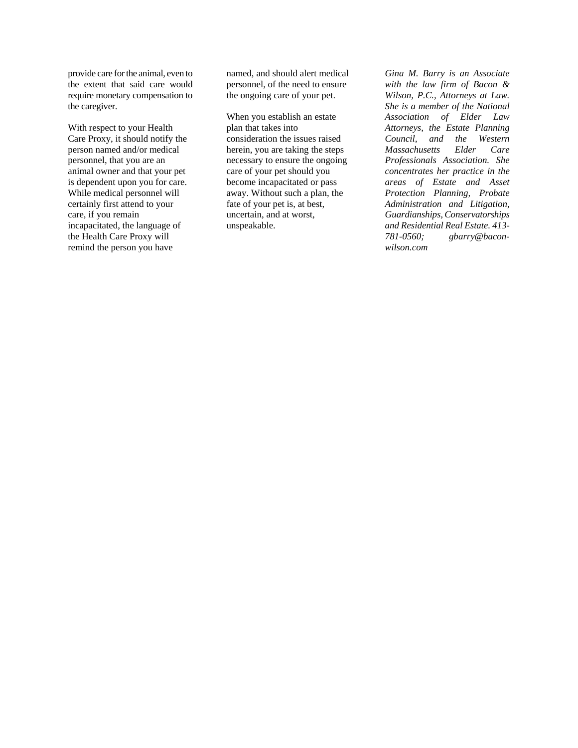provide care for the animal, even to the extent that said care would require monetary compensation to the caregiver.

With respect to your Health Care Proxy, it should notify the person named and/or medical personnel, that you are an animal owner and that your pet is dependent upon you for care. While medical personnel will certainly first attend to your care, if you remain incapacitated, the language of the Health Care Proxy will remind the person you have named, and should alert medical personnel, of the need to ensure the ongoing care of your pet.

When you establish an estate plan that takes into consideration the issues raised herein, you are taking the steps necessary to ensure the ongoing care of your pet should you become incapacitated or pass away. Without such a plan, the fate of your pet is, at best, uncertain, and at worst, unspeakable.

*Gina M. Barry is an Associate with the law firm of Bacon & Wilson, P.C., Attorneys at Law. She is a member of the National Association of Elder Law Attorneys, the Estate Planning Council, and the Western Massachusetts Elder Care Professionals Association. She concentrates her practice in the areas of Estate and Asset Protection Planning, Probate Administration and Litigation, Guardianships, Conservatorships and Residential Real Estate. 413-781-0560; gbarry@bacon-wilson.com*